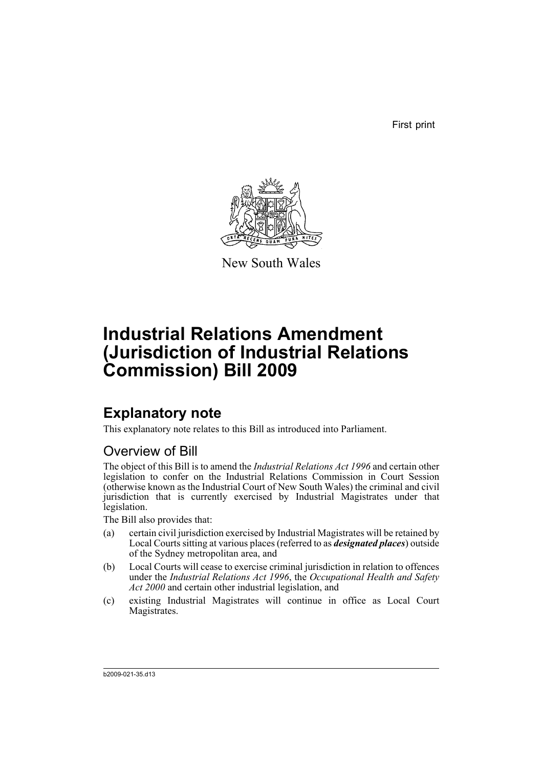First print

New South Wales

# Industrial Relations Amendment (Jurisdiction of Industrial Relations Commission) Bill 2009

## Explanatory note

This explanatory note relates to this Bill as introduced into Parliament.

### Overview of Bill

The object of this Bill is to amend the *Industrial Relations Act 1996* and certain other legislation to confer on the Industrial Relations Commission in Court Session (otherwise known as the Industrial Court of New South Wales) the criminal and civil jurisdiction that is currently exercised by Industrial Magistrates under that legislation.

The Bill also provides that:

(a) certain civil jurisdiction exercised by Industrial Magistrates will be retained by Local Courts sitting at various places (referred to as ***designated places***) outside of the Sydney metropolitan area, and

(b) Local Courts will cease to exercise criminal jurisdiction in relation to offences under the *Industrial Relations Act 1996*, the *Occupational Health and Safety Act 2000* and certain other industrial legislation, and

(c) existing Industrial Magistrates will continue in office as Local Court Magistrates.

b2009-021-35.d13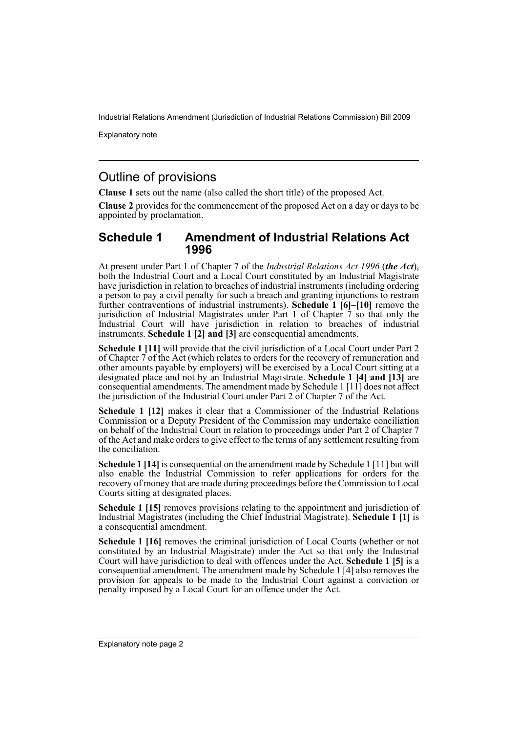## Outline of provisions

**Clause 1** sets out the name (also called the short title) of the proposed Act.

**Clause 2** provides for the commencement of the proposed Act on a day or days to be appointed by proclamation.

## Schedule 1 Amendment of Industrial Relations Act 1996

At present under Part 1 of Chapter 7 of the *Industrial Relations Act 1996* (***the Act***), both the Industrial Court and a Local Court constituted by an Industrial Magistrate have jurisdiction in relation to breaches of industrial instruments (including ordering a person to pay a civil penalty for such a breach and granting injunctions to restrain further contraventions of industrial instruments). **Schedule 1 [6]–[10]** remove the jurisdiction of Industrial Magistrates under Part 1 of Chapter 7 so that only the Industrial Court will have jurisdiction in relation to breaches of industrial instruments. **Schedule 1 [2] and [3]** are consequential amendments.

**Schedule 1 [11]** will provide that the civil jurisdiction of a Local Court under Part 2 of Chapter 7 of the Act (which relates to orders for the recovery of remuneration and other amounts payable by employers) will be exercised by a Local Court sitting at a designated place and not by an Industrial Magistrate. **Schedule 1 [4] and [13]** are consequential amendments. The amendment made by Schedule 1 [11] does not affect the jurisdiction of the Industrial Court under Part 2 of Chapter 7 of the Act.

**Schedule 1 [12]** makes it clear that a Commissioner of the Industrial Relations Commission or a Deputy President of the Commission may undertake conciliation on behalf of the Industrial Court in relation to proceedings under Part 2 of Chapter 7 of the Act and make orders to give effect to the terms of any settlement resulting from the conciliation.

**Schedule 1 [14]** is consequential on the amendment made by Schedule 1 [11] but will also enable the Industrial Commission to refer applications for orders for the recovery of money that are made during proceedings before the Commission to Local Courts sitting at designated places.

**Schedule 1 [15]** removes provisions relating to the appointment and jurisdiction of Industrial Magistrates (including the Chief Industrial Magistrate). **Schedule 1 [1]** is a consequential amendment.

**Schedule 1 [16]** removes the criminal jurisdiction of Local Courts (whether or not constituted by an Industrial Magistrate) under the Act so that only the Industrial Court will have jurisdiction to deal with offences under the Act. **Schedule 1 [5]** is a consequential amendment. The amendment made by Schedule 1 [4] also removes the provision for appeals to be made to the Industrial Court against a conviction or penalty imposed by a Local Court for an offence under the Act.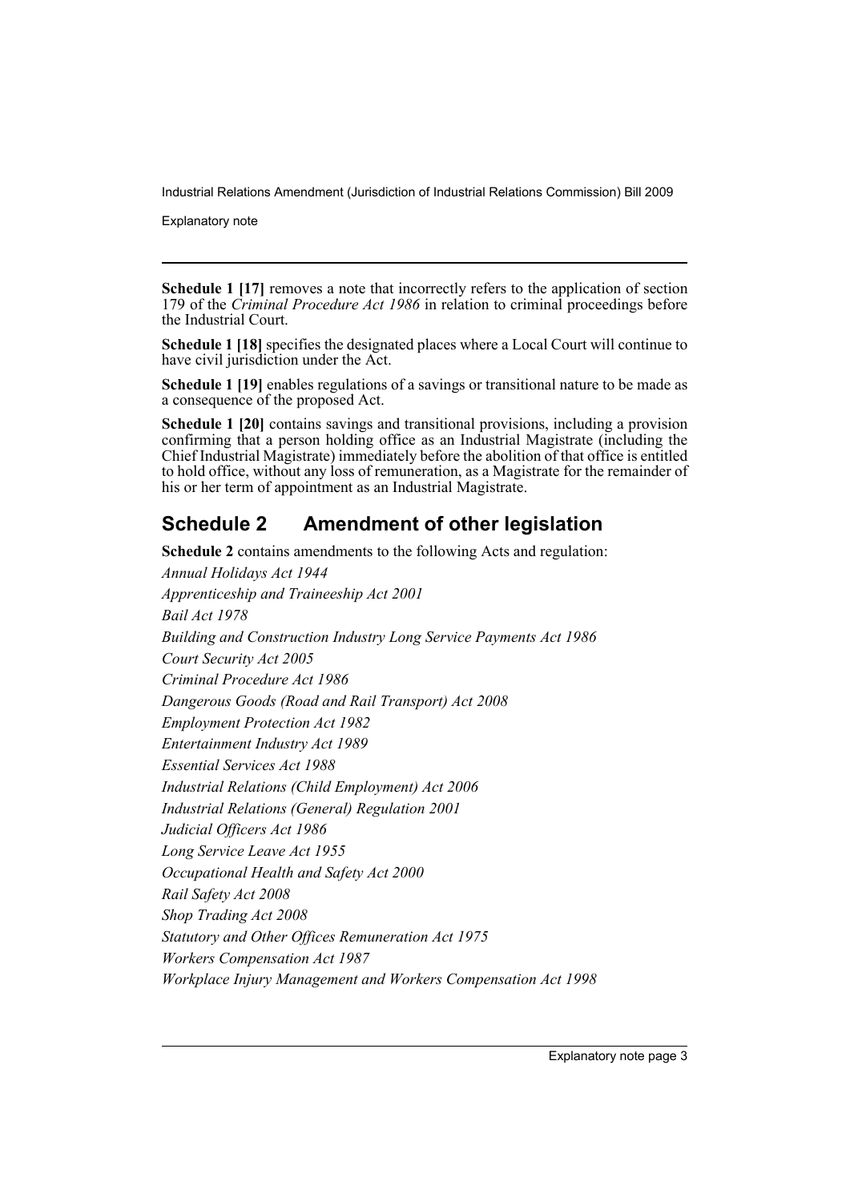**Schedule 1 [17]** removes a note that incorrectly refers to the application of section 179 of the *Criminal Procedure Act 1986* in relation to criminal proceedings before the Industrial Court.

**Schedule 1 [18]** specifies the designated places where a Local Court will continue to have civil jurisdiction under the Act.

**Schedule 1 [19]** enables regulations of a savings or transitional nature to be made as a consequence of the proposed Act.

**Schedule 1 [20]** contains savings and transitional provisions, including a provision confirming that a person holding office as an Industrial Magistrate (including the Chief Industrial Magistrate) immediately before the abolition of that office is entitled to hold office, without any loss of remuneration, as a Magistrate for the remainder of his or her term of appointment as an Industrial Magistrate.

## Schedule 2 Amendment of other legislation

**Schedule 2** contains amendments to the following Acts and regulation:

*Annual Holidays Act 1944*

*Apprenticeship and Traineeship Act 2001*

*Bail Act 1978*

*Building and Construction Industry Long Service Payments Act 1986*

*Court Security Act 2005*

*Criminal Procedure Act 1986*

*Dangerous Goods (Road and Rail Transport) Act 2008*

*Employment Protection Act 1982*

*Entertainment Industry Act 1989*

*Essential Services Act 1988*

*Industrial Relations (Child Employment) Act 2006*

*Industrial Relations (General) Regulation 2001*

*Judicial Officers Act 1986*

*Long Service Leave Act 1955*

*Occupational Health and Safety Act 2000*

*Rail Safety Act 2008*

*Shop Trading Act 2008*

*Statutory and Other Offices Remuneration Act 1975*

*Workers Compensation Act 1987*

*Workplace Injury Management and Workers Compensation Act 1998*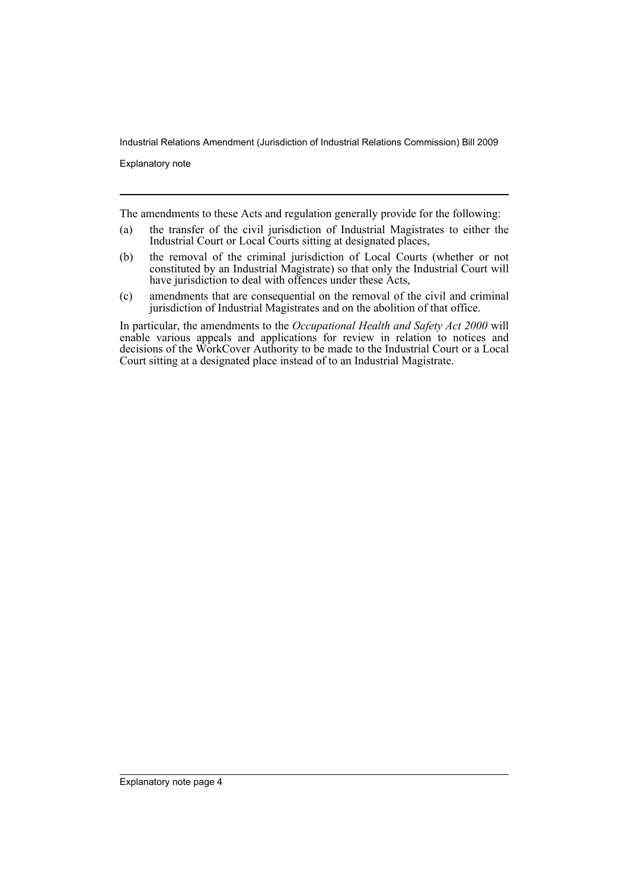The amendments to these Acts and regulation generally provide for the following:

(a) the transfer of the civil jurisdiction of Industrial Magistrates to either the Industrial Court or Local Courts sitting at designated places,

(b) the removal of the criminal jurisdiction of Local Courts (whether or not constituted by an Industrial Magistrate) so that only the Industrial Court will have jurisdiction to deal with offences under these Acts,

(c) amendments that are consequential on the removal of the civil and criminal jurisdiction of Industrial Magistrates and on the abolition of that office.

In particular, the amendments to the *Occupational Health and Safety Act 2000* will enable various appeals and applications for review in relation to notices and decisions of the WorkCover Authority to be made to the Industrial Court or a Local Court sitting at a designated place instead of to an Industrial Magistrate.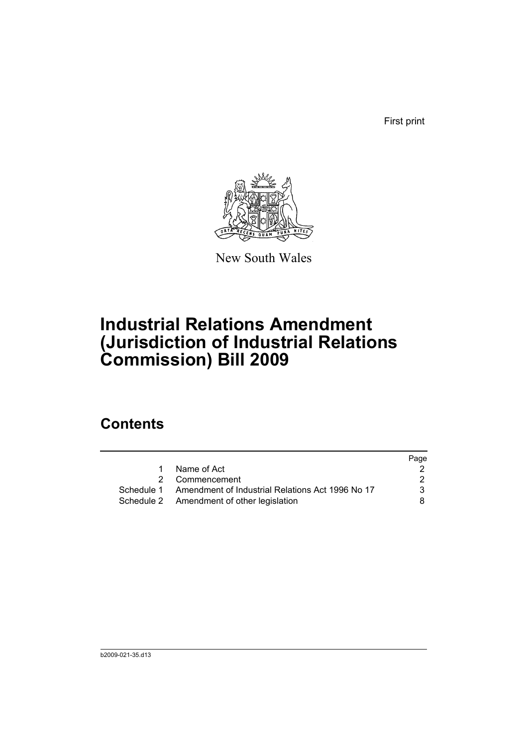First print

New South Wales

# Industrial Relations Amendment (Jurisdiction of Industrial Relations Commission) Bill 2009

## Contents

| | | Page |
|---|---|---|
| 1 | Name of Act | 2 |
| 2 | Commencement | 2 |
| Schedule 1 | Amendment of Industrial Relations Act 1996 No 17 | 3 |
| Schedule 2 | Amendment of other legislation | 8 |

b2009-021-35.d13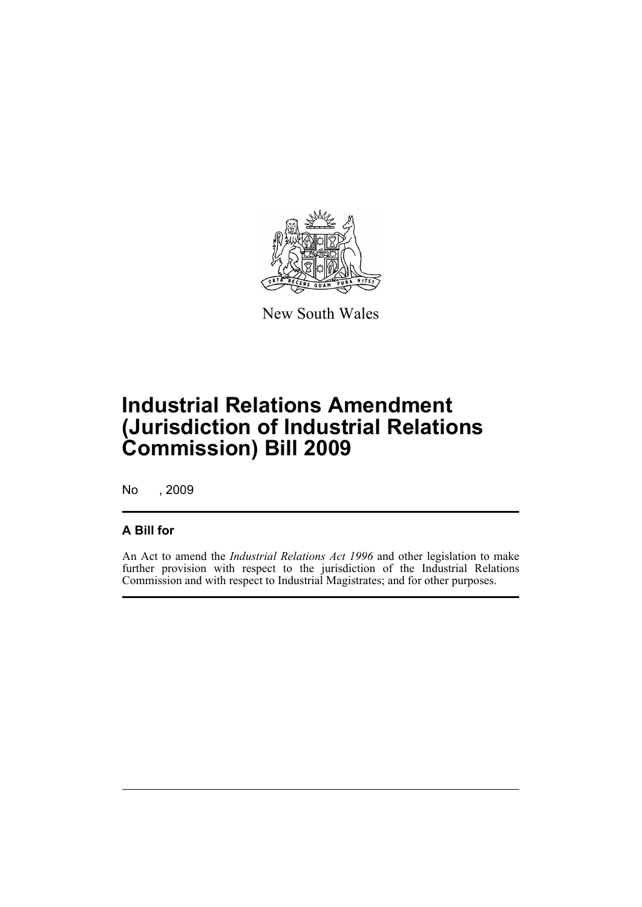New South Wales

# Industrial Relations Amendment (Jurisdiction of Industrial Relations Commission) Bill 2009

No , 2009

## A Bill for

An Act to amend the *Industrial Relations Act 1996* and other legislation to make further provision with respect to the jurisdiction of the Industrial Relations Commission and with respect to Industrial Magistrates; and for other purposes.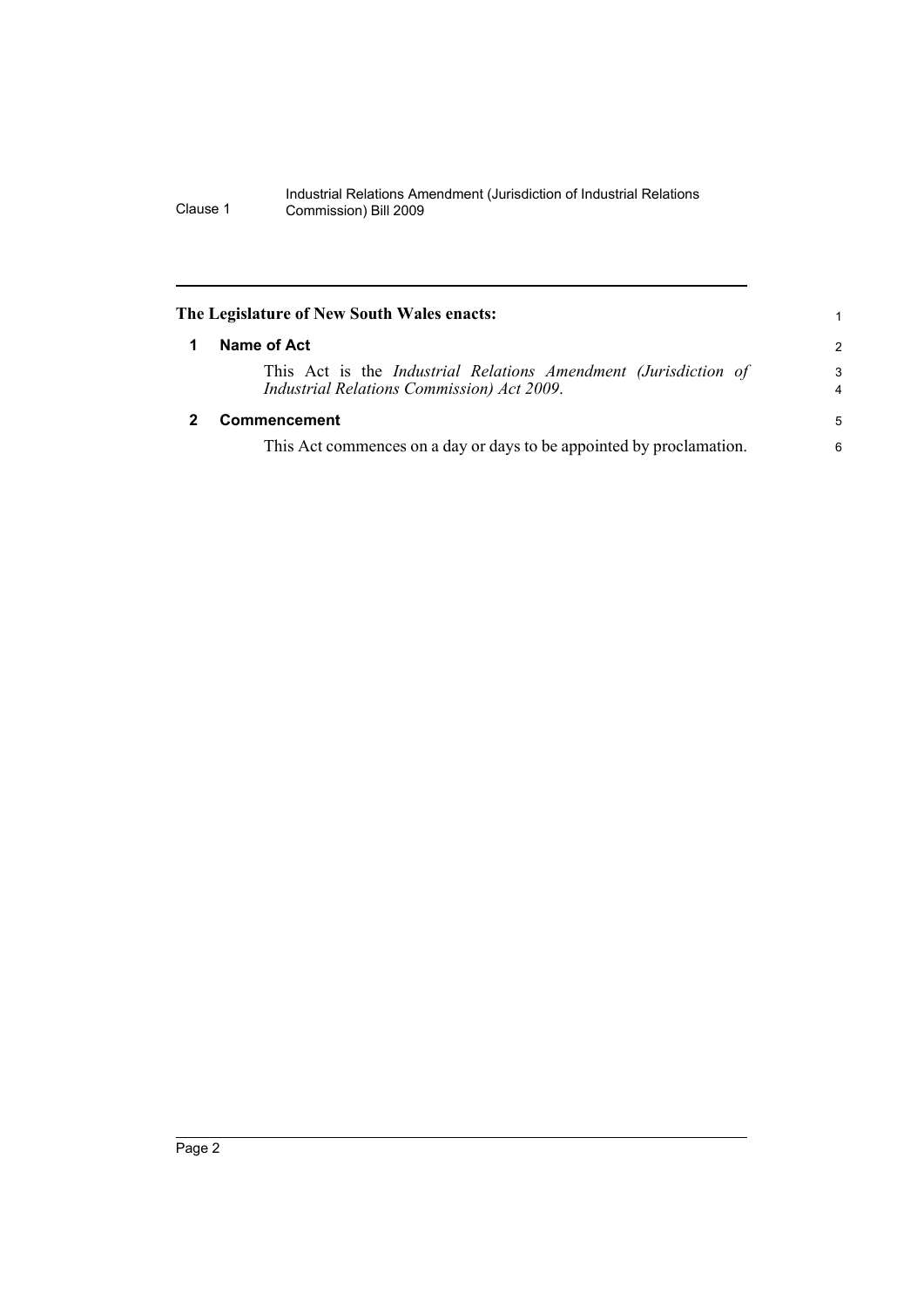**The Legislature of New South Wales enacts:**

## 1 Name of Act

This Act is the *Industrial Relations Amendment (Jurisdiction of Industrial Relations Commission) Act 2009*.

## 2 Commencement

This Act commences on a day or days to be appointed by proclamation.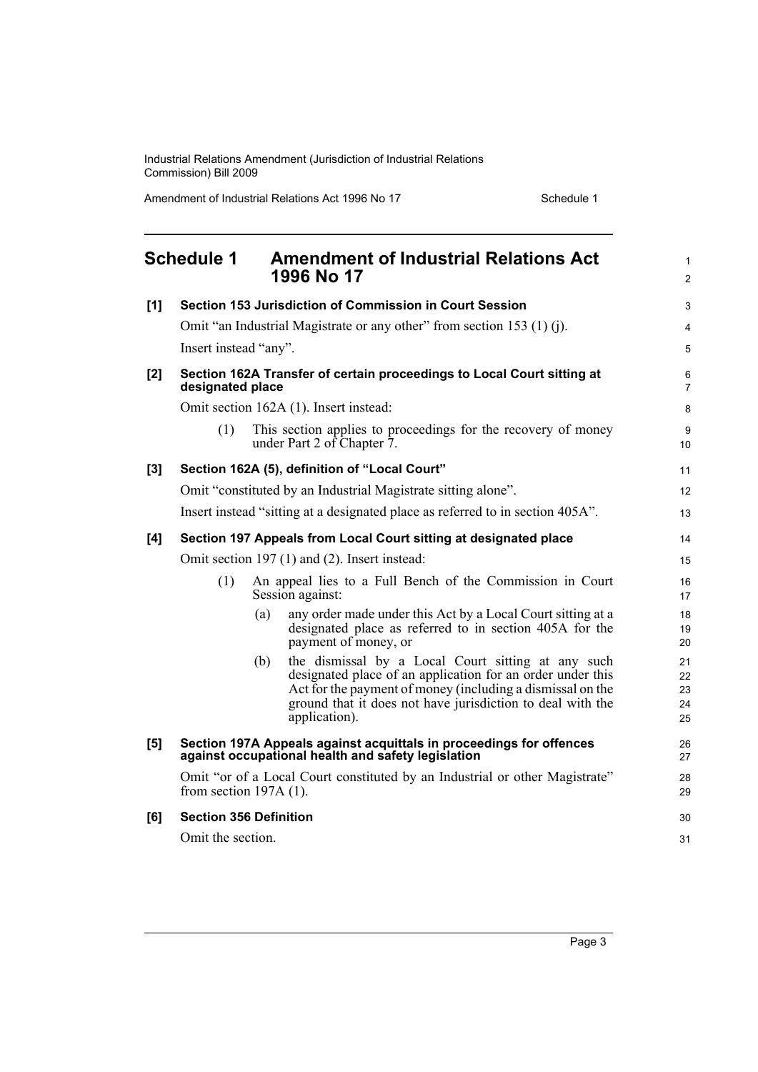## Schedule 1 Amendment of Industrial Relations Act 1996 No 17

**[1] Section 153 Jurisdiction of Commission in Court Session**

Omit "an Industrial Magistrate or any other" from section 153 (1) (j).

Insert instead "any".

**[2] Section 162A Transfer of certain proceedings to Local Court sitting at designated place**

Omit section 162A (1). Insert instead:

> (1) This section applies to proceedings for the recovery of money under Part 2 of Chapter 7.

**[3] Section 162A (5), definition of "Local Court"**

Omit "constituted by an Industrial Magistrate sitting alone".

Insert instead "sitting at a designated place as referred to in section 405A".

**[4] Section 197 Appeals from Local Court sitting at designated place**

Omit section 197 (1) and (2). Insert instead:

> (1) An appeal lies to a Full Bench of the Commission in Court Session against:
>
> (a) any order made under this Act by a Local Court sitting at a designated place as referred to in section 405A for the payment of money, or
>
> (b) the dismissal by a Local Court sitting at any such designated place of an application for an order under this Act for the payment of money (including a dismissal on the ground that it does not have jurisdiction to deal with the application).

**[5] Section 197A Appeals against acquittals in proceedings for offences against occupational health and safety legislation**

Omit "or of a Local Court constituted by an Industrial or other Magistrate" from section 197A (1).

**[6] Section 356 Definition**

Omit the section.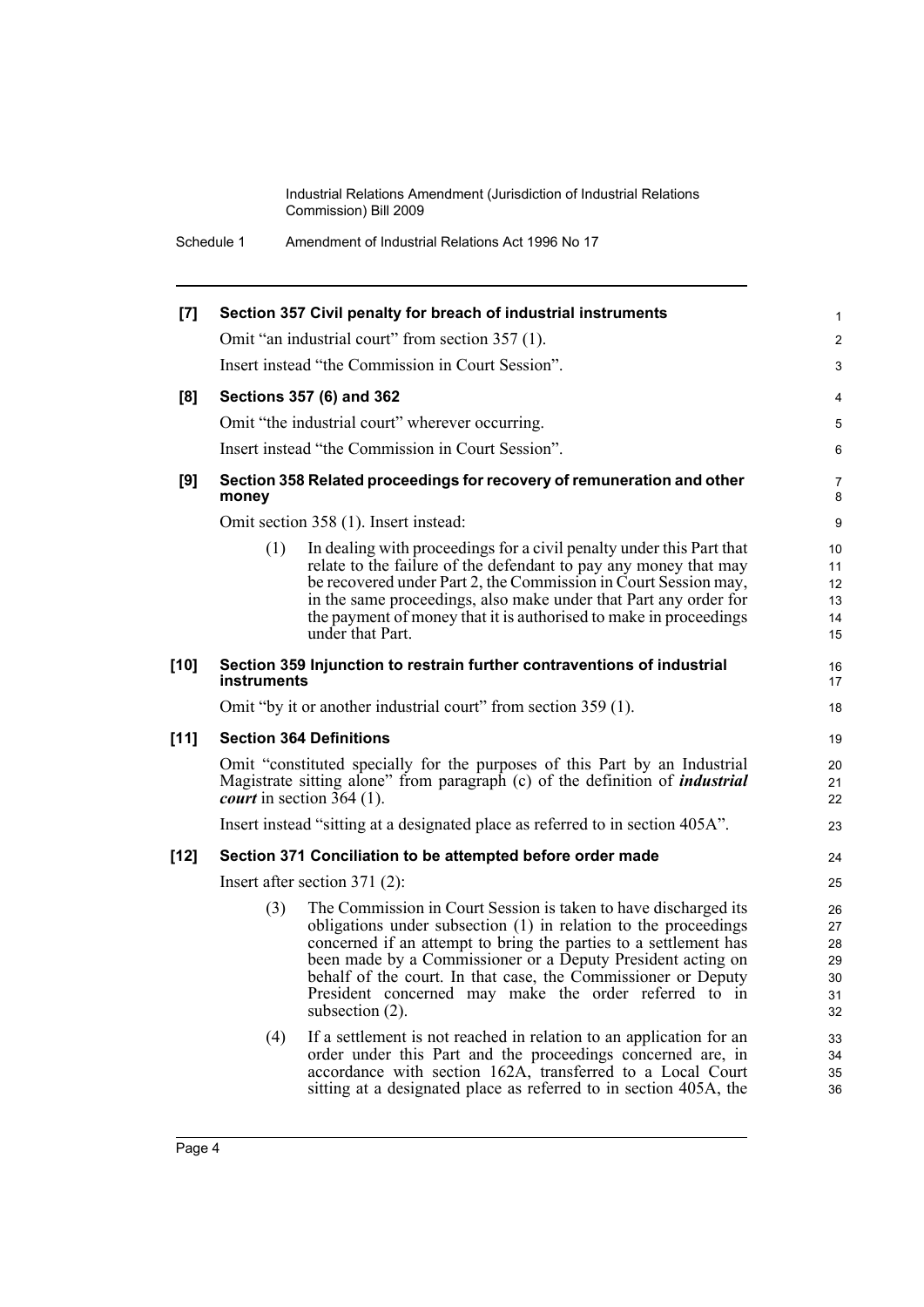**[7] Section 357 Civil penalty for breach of industrial instruments**

Omit "an industrial court" from section 357 (1).

Insert instead "the Commission in Court Session".

**[8] Sections 357 (6) and 362**

Omit "the industrial court" wherever occurring.

Insert instead "the Commission in Court Session".

**[9] Section 358 Related proceedings for recovery of remuneration and other money**

Omit section 358 (1). Insert instead:

> (1) In dealing with proceedings for a civil penalty under this Part that relate to the failure of the defendant to pay any money that may be recovered under Part 2, the Commission in Court Session may, in the same proceedings, also make under that Part any order for the payment of money that it is authorised to make in proceedings under that Part.

**[10] Section 359 Injunction to restrain further contraventions of industrial instruments**

Omit "by it or another industrial court" from section 359 (1).

**[11] Section 364 Definitions**

Omit "constituted specially for the purposes of this Part by an Industrial Magistrate sitting alone" from paragraph (c) of the definition of ***industrial court*** in section 364 (1).

Insert instead "sitting at a designated place as referred to in section 405A".

**[12] Section 371 Conciliation to be attempted before order made**

Insert after section 371 (2):

> (3) The Commission in Court Session is taken to have discharged its obligations under subsection (1) in relation to the proceedings concerned if an attempt to bring the parties to a settlement has been made by a Commissioner or a Deputy President acting on behalf of the court. In that case, the Commissioner or Deputy President concerned may make the order referred to in subsection (2).
>
> (4) If a settlement is not reached in relation to an application for an order under this Part and the proceedings concerned are, in accordance with section 162A, transferred to a Local Court sitting at a designated place as referred to in section 405A, the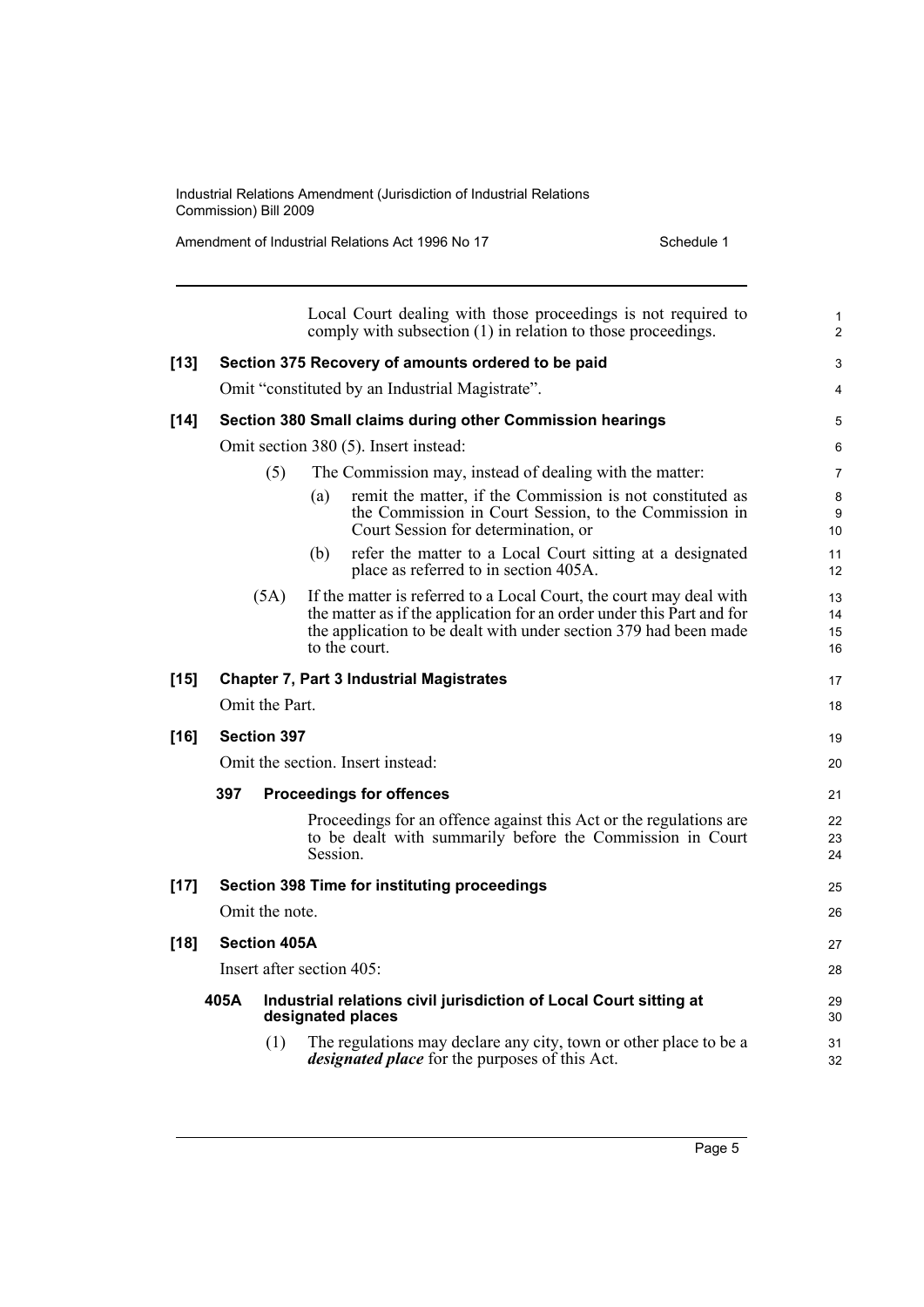Local Court dealing with those proceedings is not required to comply with subsection (1) in relation to those proceedings.

**[13] Section 375 Recovery of amounts ordered to be paid**

Omit "constituted by an Industrial Magistrate".

**[14] Section 380 Small claims during other Commission hearings**

Omit section 380 (5). Insert instead:

(5) The Commission may, instead of dealing with the matter:

(a) remit the matter, if the Commission is not constituted as the Commission in Court Session, to the Commission in Court Session for determination, or

(b) refer the matter to a Local Court sitting at a designated place as referred to in section 405A.

(5A) If the matter is referred to a Local Court, the court may deal with the matter as if the application for an order under this Part and for the application to be dealt with under section 379 had been made to the court.

**[15] Chapter 7, Part 3 Industrial Magistrates**

Omit the Part.

**[16] Section 397**

Omit the section. Insert instead:

**397 Proceedings for offences**

Proceedings for an offence against this Act or the regulations are to be dealt with summarily before the Commission in Court Session.

**[17] Section 398 Time for instituting proceedings**

Omit the note.

**[18] Section 405A**

Insert after section 405:

**405A Industrial relations civil jurisdiction of Local Court sitting at designated places**

(1) The regulations may declare any city, town or other place to be a ***designated place*** for the purposes of this Act.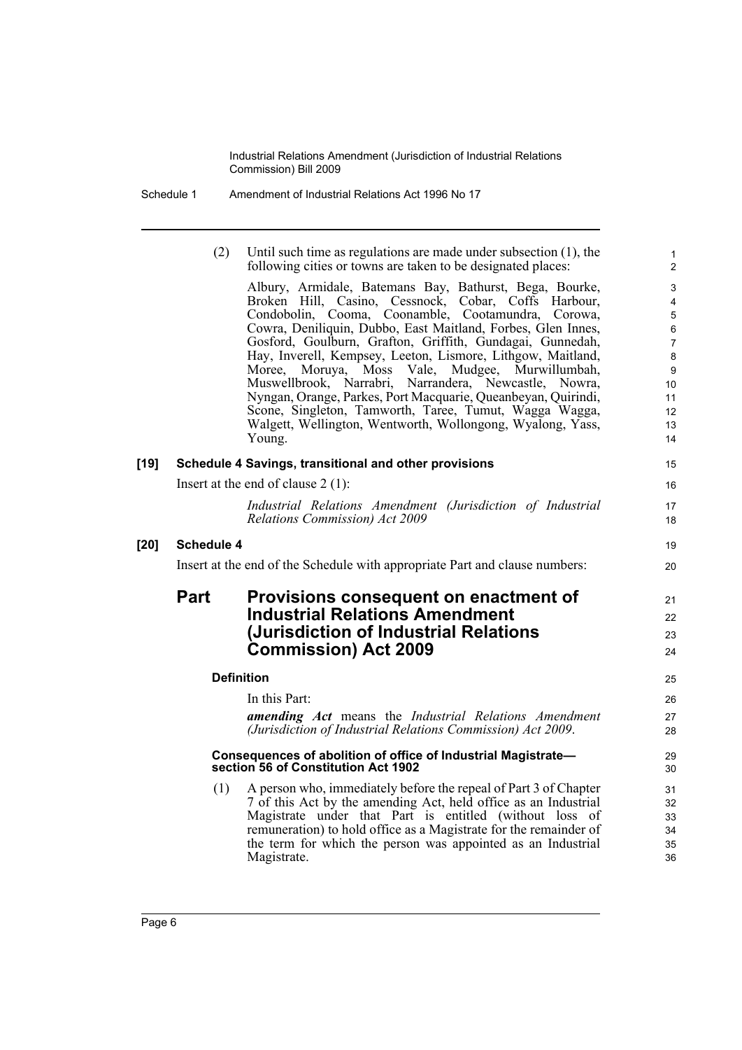(2) Until such time as regulations are made under subsection (1), the following cities or towns are taken to be designated places:

Albury, Armidale, Batemans Bay, Bathurst, Bega, Bourke, Broken Hill, Casino, Cessnock, Cobar, Coffs Harbour, Condobolin, Cooma, Coonamble, Cootamundra, Corowa, Cowra, Deniliquin, Dubbo, East Maitland, Forbes, Glen Innes, Gosford, Goulburn, Grafton, Griffith, Gundagai, Gunnedah, Hay, Inverell, Kempsey, Leeton, Lismore, Lithgow, Maitland, Moree, Moruya, Moss Vale, Mudgee, Murwillumbah, Muswellbrook, Narrabri, Narrandera, Newcastle, Nowra, Nyngan, Orange, Parkes, Port Macquarie, Queanbeyan, Quirindi, Scone, Singleton, Tamworth, Taree, Tumut, Wagga Wagga, Walgett, Wellington, Wentworth, Wollongong, Wyalong, Yass, Young.

**[19] Schedule 4 Savings, transitional and other provisions**

Insert at the end of clause 2 (1):

*Industrial Relations Amendment (Jurisdiction of Industrial Relations Commission) Act 2009*

**[20] Schedule 4**

Insert at the end of the Schedule with appropriate Part and clause numbers:

## Part Provisions consequent on enactment of Industrial Relations Amendment (Jurisdiction of Industrial Relations Commission) Act 2009

**Definition**

In this Part:

***amending Act*** means the *Industrial Relations Amendment (Jurisdiction of Industrial Relations Commission) Act 2009*.

**Consequences of abolition of office of Industrial Magistrate—section 56 of Constitution Act 1902**

(1) A person who, immediately before the repeal of Part 3 of Chapter 7 of this Act by the amending Act, held office as an Industrial Magistrate under that Part is entitled (without loss of remuneration) to hold office as a Magistrate for the remainder of the term for which the person was appointed as an Industrial Magistrate.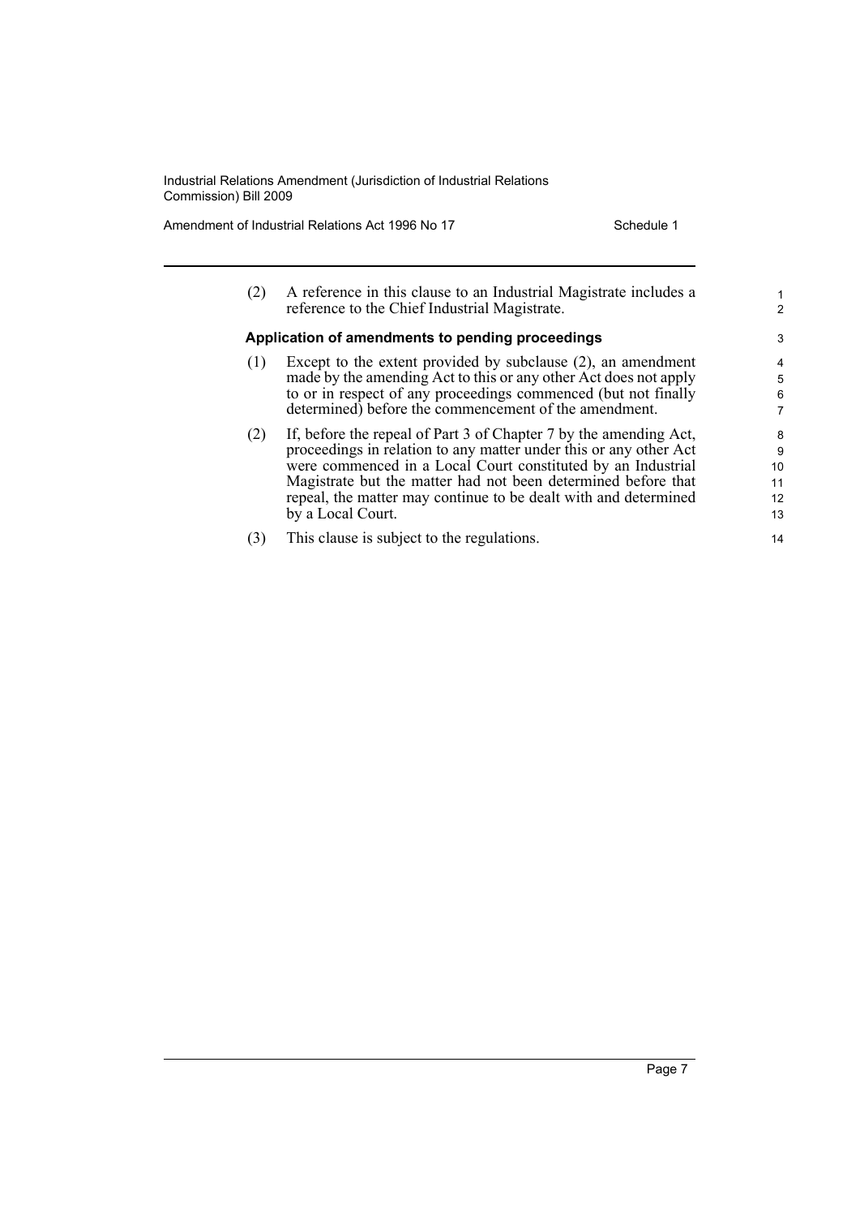(2) A reference in this clause to an Industrial Magistrate includes a reference to the Chief Industrial Magistrate.

**Application of amendments to pending proceedings**

(1) Except to the extent provided by subclause (2), an amendment made by the amending Act to this or any other Act does not apply to or in respect of any proceedings commenced (but not finally determined) before the commencement of the amendment.

(2) If, before the repeal of Part 3 of Chapter 7 by the amending Act, proceedings in relation to any matter under this or any other Act were commenced in a Local Court constituted by an Industrial Magistrate but the matter had not been determined before that repeal, the matter may continue to be dealt with and determined by a Local Court.

(3) This clause is subject to the regulations.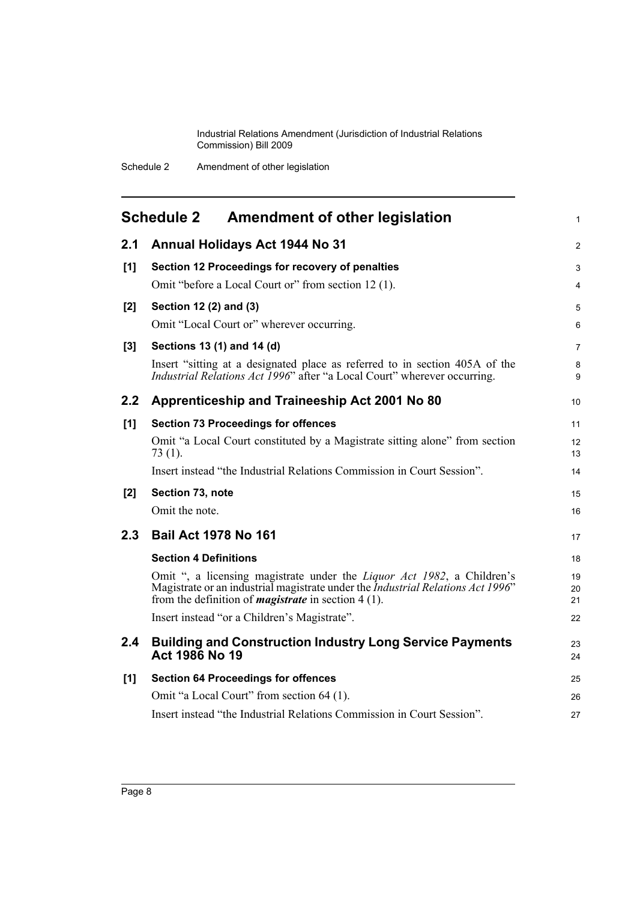# Schedule 2 Amendment of other legislation

## 2.1 Annual Holidays Act 1944 No 31

**[1] Section 12 Proceedings for recovery of penalties**

Omit "before a Local Court or" from section 12 (1).

**[2] Section 12 (2) and (3)**

Omit "Local Court or" wherever occurring.

**[3] Sections 13 (1) and 14 (d)**

Insert "sitting at a designated place as referred to in section 405A of the *Industrial Relations Act 1996*" after "a Local Court" wherever occurring.

## 2.2 Apprenticeship and Traineeship Act 2001 No 80

**[1] Section 73 Proceedings for offences**

Omit "a Local Court constituted by a Magistrate sitting alone" from section 73 (1).

Insert instead "the Industrial Relations Commission in Court Session".

**[2] Section 73, note**

Omit the note.

## 2.3 Bail Act 1978 No 161

**Section 4 Definitions**

Omit ", a licensing magistrate under the *Liquor Act 1982*, a Children's Magistrate or an industrial magistrate under the *Industrial Relations Act 1996*" from the definition of ***magistrate*** in section 4 (1).

Insert instead "or a Children's Magistrate".

## 2.4 Building and Construction Industry Long Service Payments Act 1986 No 19

**[1] Section 64 Proceedings for offences**

Omit "a Local Court" from section 64 (1).

Insert instead "the Industrial Relations Commission in Court Session".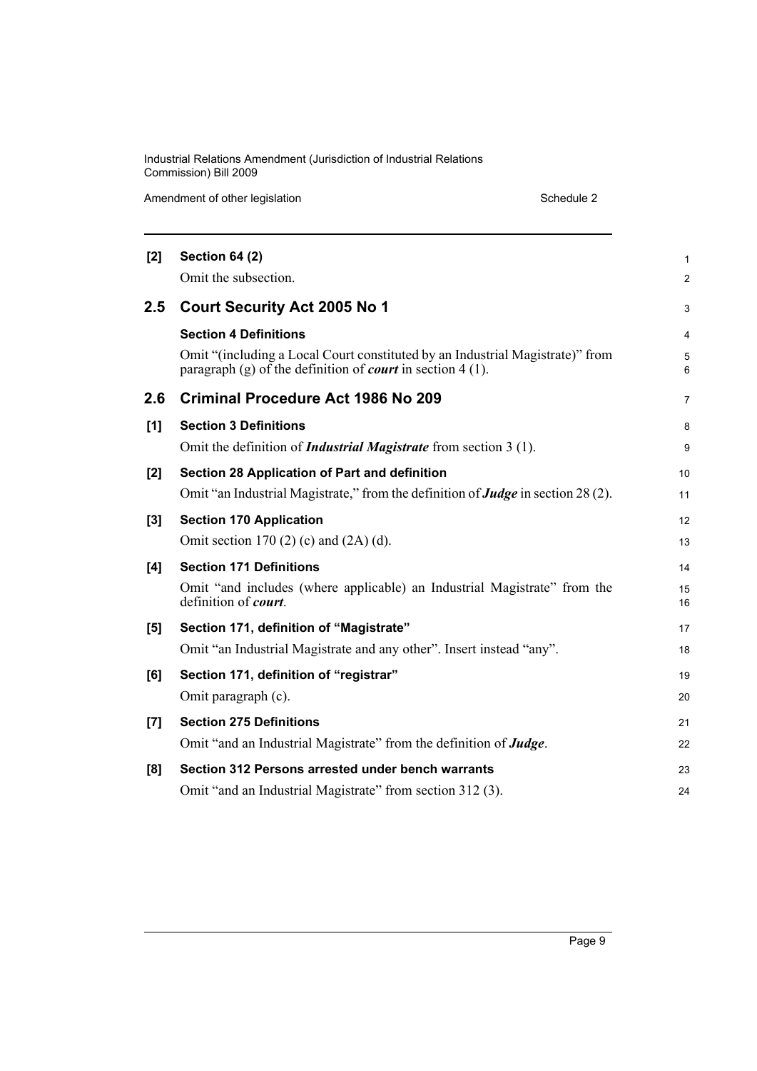**[2] Section 64 (2)**

Omit the subsection.

## 2.5 Court Security Act 2005 No 1

**Section 4 Definitions**

Omit "(including a Local Court constituted by an Industrial Magistrate)" from paragraph (g) of the definition of ***court*** in section 4 (1).

## 2.6 Criminal Procedure Act 1986 No 209

**[1] Section 3 Definitions**

Omit the definition of ***Industrial Magistrate*** from section 3 (1).

**[2] Section 28 Application of Part and definition**

Omit "an Industrial Magistrate," from the definition of ***Judge*** in section 28 (2).

**[3] Section 170 Application**

Omit section 170 (2) (c) and (2A) (d).

**[4] Section 171 Definitions**

Omit "and includes (where applicable) an Industrial Magistrate" from the definition of ***court***.

**[5] Section 171, definition of "Magistrate"**

Omit "an Industrial Magistrate and any other". Insert instead "any".

**[6] Section 171, definition of "registrar"**

Omit paragraph (c).

**[7] Section 275 Definitions**

Omit "and an Industrial Magistrate" from the definition of ***Judge***.

**[8] Section 312 Persons arrested under bench warrants**

Omit "and an Industrial Magistrate" from section 312 (3).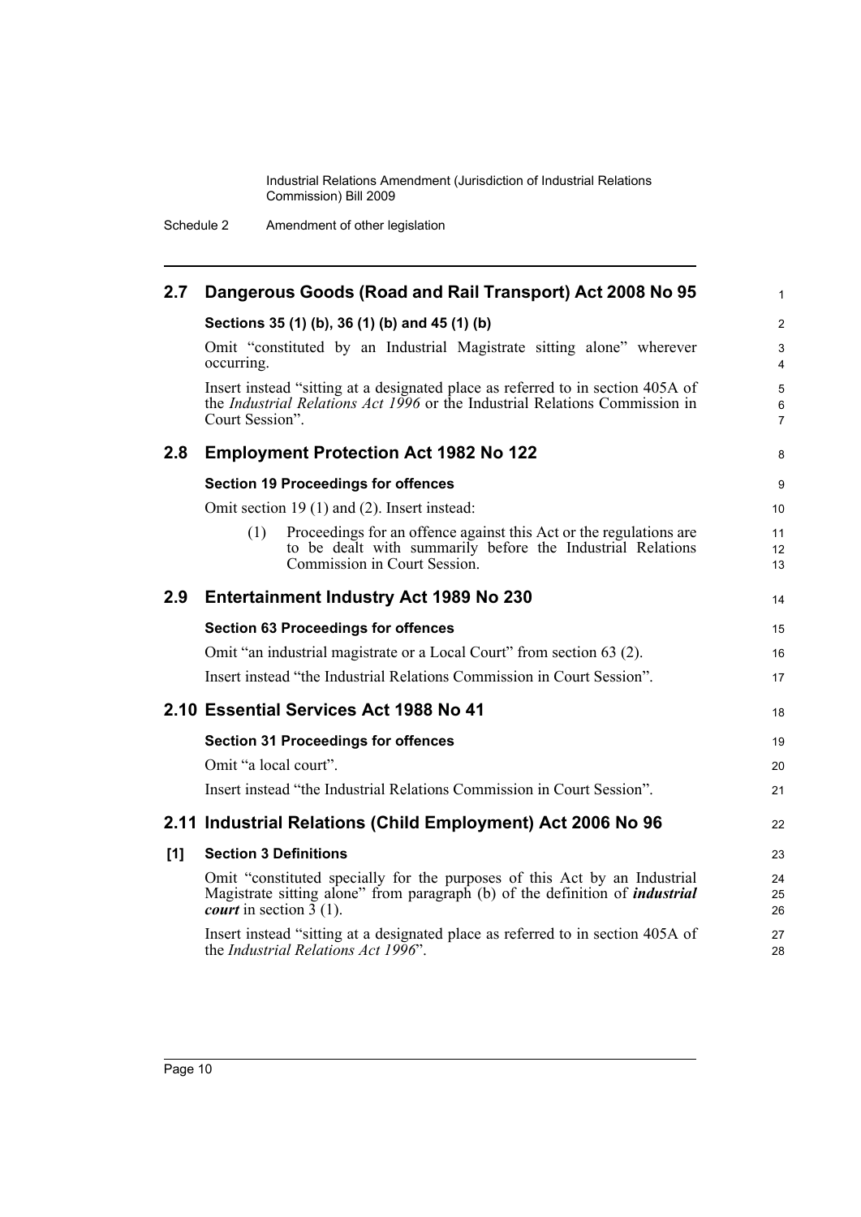## 2.7 Dangerous Goods (Road and Rail Transport) Act 2008 No 95

**Sections 35 (1) (b), 36 (1) (b) and 45 (1) (b)**

Omit "constituted by an Industrial Magistrate sitting alone" wherever occurring.

Insert instead "sitting at a designated place as referred to in section 405A of the *Industrial Relations Act 1996* or the Industrial Relations Commission in Court Session".

## 2.8 Employment Protection Act 1982 No 122

**Section 19 Proceedings for offences**

Omit section 19 (1) and (2). Insert instead:

(1) Proceedings for an offence against this Act or the regulations are to be dealt with summarily before the Industrial Relations Commission in Court Session.

## 2.9 Entertainment Industry Act 1989 No 230

**Section 63 Proceedings for offences**

Omit "an industrial magistrate or a Local Court" from section 63 (2).

Insert instead "the Industrial Relations Commission in Court Session".

## 2.10 Essential Services Act 1988 No 41

**Section 31 Proceedings for offences**

Omit "a local court".

Insert instead "the Industrial Relations Commission in Court Session".

## 2.11 Industrial Relations (Child Employment) Act 2006 No 96

**[1] Section 3 Definitions**

Omit "constituted specially for the purposes of this Act by an Industrial Magistrate sitting alone" from paragraph (b) of the definition of ***industrial court*** in section 3 (1).

Insert instead "sitting at a designated place as referred to in section 405A of the *Industrial Relations Act 1996*".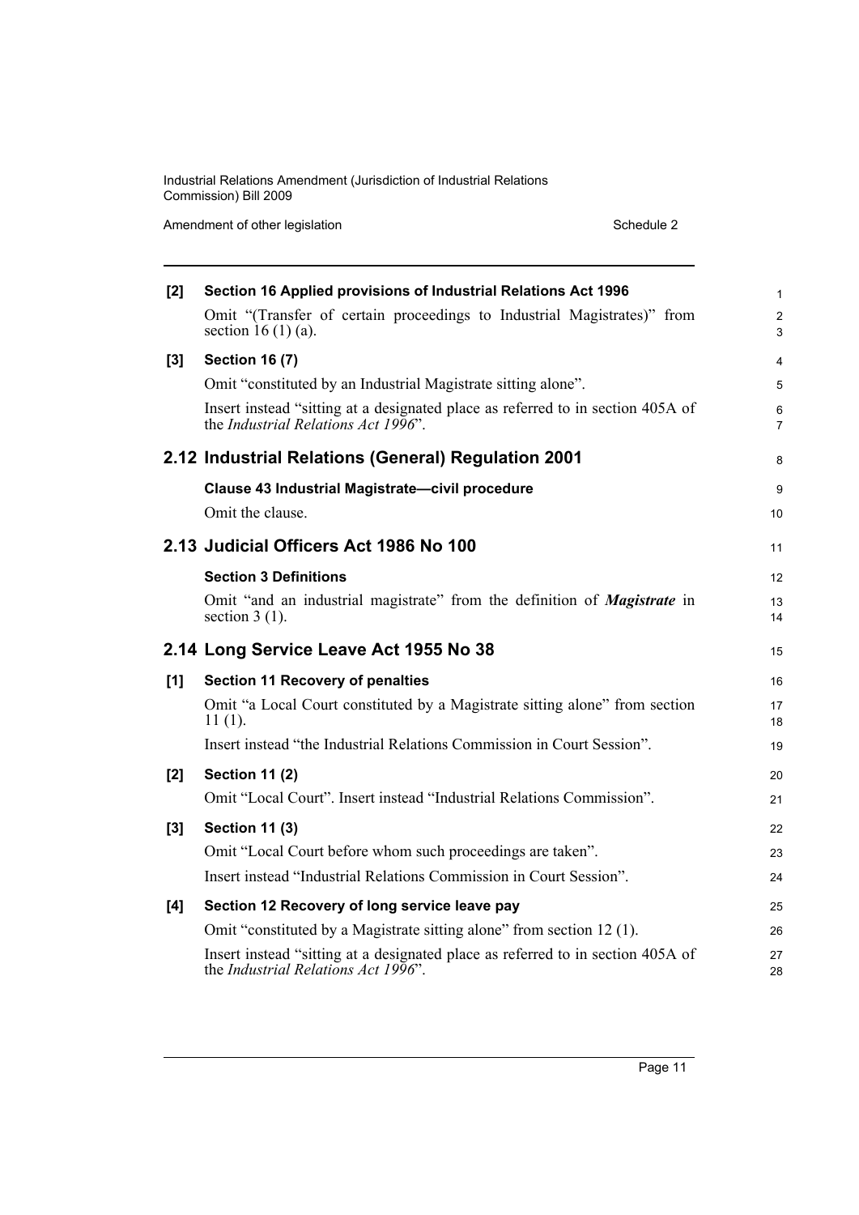**[2] Section 16 Applied provisions of Industrial Relations Act 1996**

Omit "(Transfer of certain proceedings to Industrial Magistrates)" from section 16 (1) (a).

**[3] Section 16 (7)**

Omit "constituted by an Industrial Magistrate sitting alone".

Insert instead "sitting at a designated place as referred to in section 405A of the *Industrial Relations Act 1996*".

## 2.12 Industrial Relations (General) Regulation 2001

**Clause 43 Industrial Magistrate—civil procedure**

Omit the clause.

## 2.13 Judicial Officers Act 1986 No 100

**Section 3 Definitions**

Omit "and an industrial magistrate" from the definition of ***Magistrate*** in section 3 (1).

## 2.14 Long Service Leave Act 1955 No 38

**[1] Section 11 Recovery of penalties**

Omit "a Local Court constituted by a Magistrate sitting alone" from section 11 (1).

Insert instead "the Industrial Relations Commission in Court Session".

**[2] Section 11 (2)**

Omit "Local Court". Insert instead "Industrial Relations Commission".

**[3] Section 11 (3)**

Omit "Local Court before whom such proceedings are taken".

Insert instead "Industrial Relations Commission in Court Session".

**[4] Section 12 Recovery of long service leave pay**

Omit "constituted by a Magistrate sitting alone" from section 12 (1).

Insert instead "sitting at a designated place as referred to in section 405A of the *Industrial Relations Act 1996*".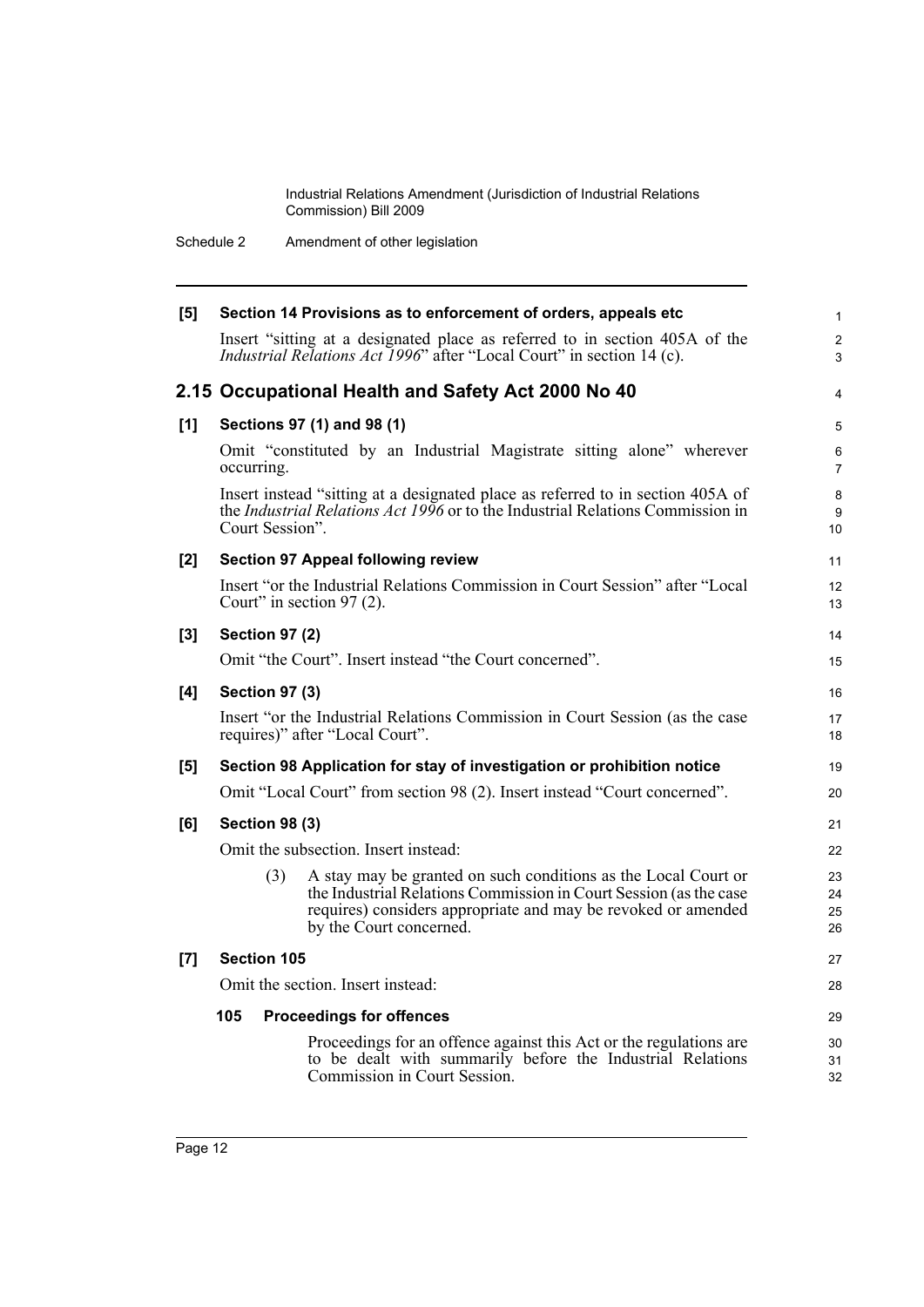**[5] Section 14 Provisions as to enforcement of orders, appeals etc**

Insert "sitting at a designated place as referred to in section 405A of the *Industrial Relations Act 1996*" after "Local Court" in section 14 (c).

## 2.15 Occupational Health and Safety Act 2000 No 40

**[1] Sections 97 (1) and 98 (1)**

Omit "constituted by an Industrial Magistrate sitting alone" wherever occurring.

Insert instead "sitting at a designated place as referred to in section 405A of the *Industrial Relations Act 1996* or to the Industrial Relations Commission in Court Session".

**[2] Section 97 Appeal following review**

Insert "or the Industrial Relations Commission in Court Session" after "Local Court" in section 97 (2).

**[3] Section 97 (2)**

Omit "the Court". Insert instead "the Court concerned".

**[4] Section 97 (3)**

Insert "or the Industrial Relations Commission in Court Session (as the case requires)" after "Local Court".

**[5] Section 98 Application for stay of investigation or prohibition notice**

Omit "Local Court" from section 98 (2). Insert instead "Court concerned".

**[6] Section 98 (3)**

Omit the subsection. Insert instead:

(3) A stay may be granted on such conditions as the Local Court or the Industrial Relations Commission in Court Session (as the case requires) considers appropriate and may be revoked or amended by the Court concerned.

**[7] Section 105**

Omit the section. Insert instead:

**105 Proceedings for offences**

Proceedings for an offence against this Act or the regulations are to be dealt with summarily before the Industrial Relations Commission in Court Session.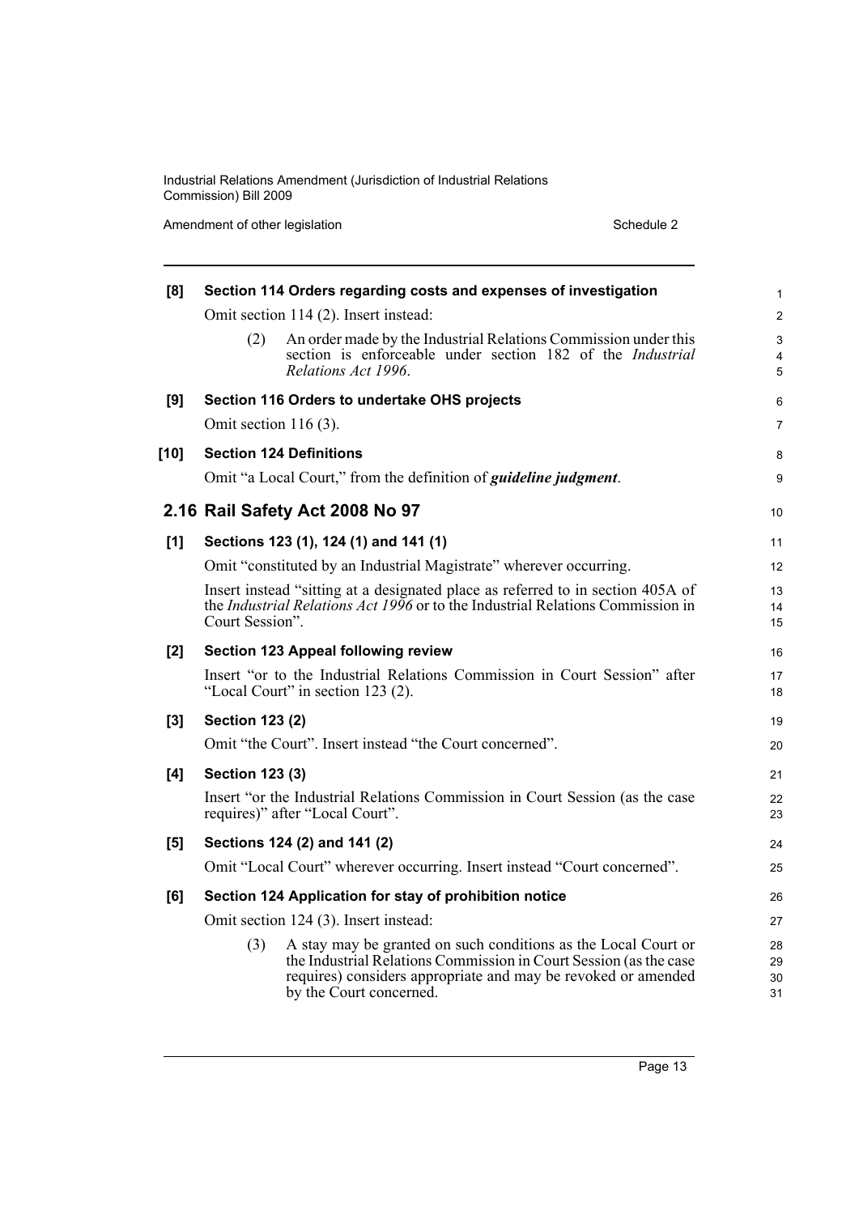**[8] Section 114 Orders regarding costs and expenses of investigation**

Omit section 114 (2). Insert instead:

> (2) An order made by the Industrial Relations Commission under this section is enforceable under section 182 of the *Industrial Relations Act 1996*.

**[9] Section 116 Orders to undertake OHS projects**

Omit section 116 (3).

**[10] Section 124 Definitions**

Omit "a Local Court," from the definition of ***guideline judgment***.

## 2.16 Rail Safety Act 2008 No 97

**[1] Sections 123 (1), 124 (1) and 141 (1)**

Omit "constituted by an Industrial Magistrate" wherever occurring.

Insert instead "sitting at a designated place as referred to in section 405A of the *Industrial Relations Act 1996* or to the Industrial Relations Commission in Court Session".

**[2] Section 123 Appeal following review**

Insert "or to the Industrial Relations Commission in Court Session" after "Local Court" in section 123 (2).

**[3] Section 123 (2)**

Omit "the Court". Insert instead "the Court concerned".

**[4] Section 123 (3)**

Insert "or the Industrial Relations Commission in Court Session (as the case requires)" after "Local Court".

**[5] Sections 124 (2) and 141 (2)**

Omit "Local Court" wherever occurring. Insert instead "Court concerned".

**[6] Section 124 Application for stay of prohibition notice**

Omit section 124 (3). Insert instead:

> (3) A stay may be granted on such conditions as the Local Court or the Industrial Relations Commission in Court Session (as the case requires) considers appropriate and may be revoked or amended by the Court concerned.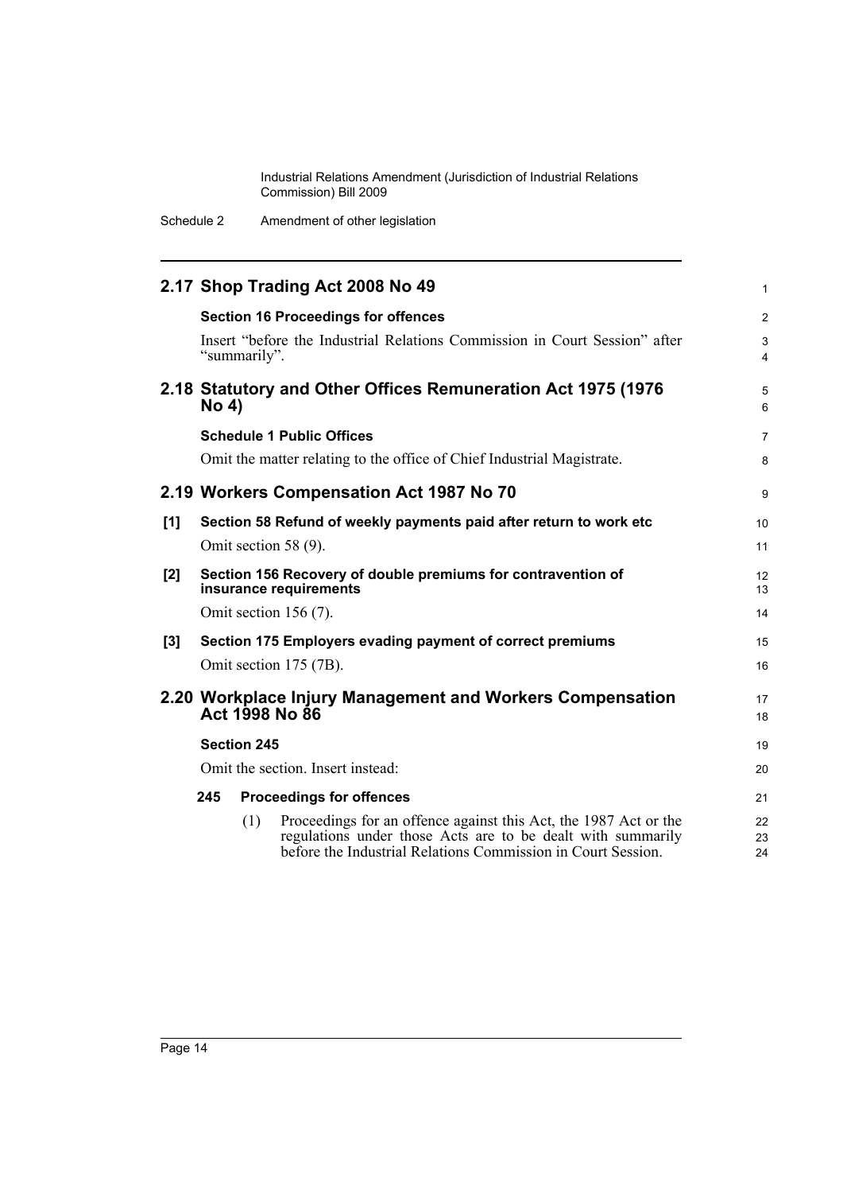## 2.17 Shop Trading Act 2008 No 49

**Section 16 Proceedings for offences**

Insert "before the Industrial Relations Commission in Court Session" after "summarily".

## 2.18 Statutory and Other Offices Remuneration Act 1975 (1976 No 4)

**Schedule 1 Public Offices**

Omit the matter relating to the office of Chief Industrial Magistrate.

## 2.19 Workers Compensation Act 1987 No 70

**[1] Section 58 Refund of weekly payments paid after return to work etc**

Omit section 58 (9).

**[2] Section 156 Recovery of double premiums for contravention of insurance requirements**

Omit section 156 (7).

**[3] Section 175 Employers evading payment of correct premiums**

Omit section 175 (7B).

## 2.20 Workplace Injury Management and Workers Compensation Act 1998 No 86

**Section 245**

Omit the section. Insert instead:

**245 Proceedings for offences**

(1) Proceedings for an offence against this Act, the 1987 Act or the regulations under those Acts are to be dealt with summarily before the Industrial Relations Commission in Court Session.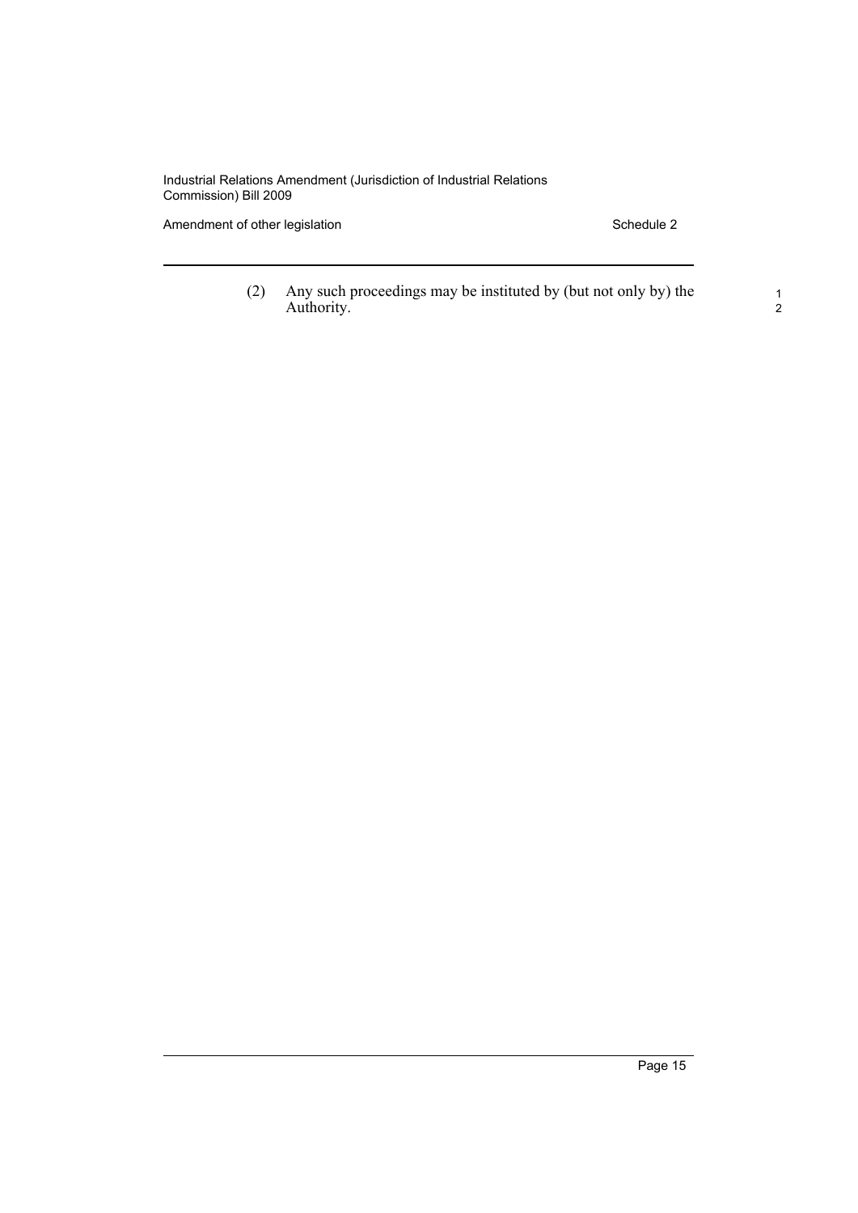(2) Any such proceedings may be instituted by (but not only by) the Authority.